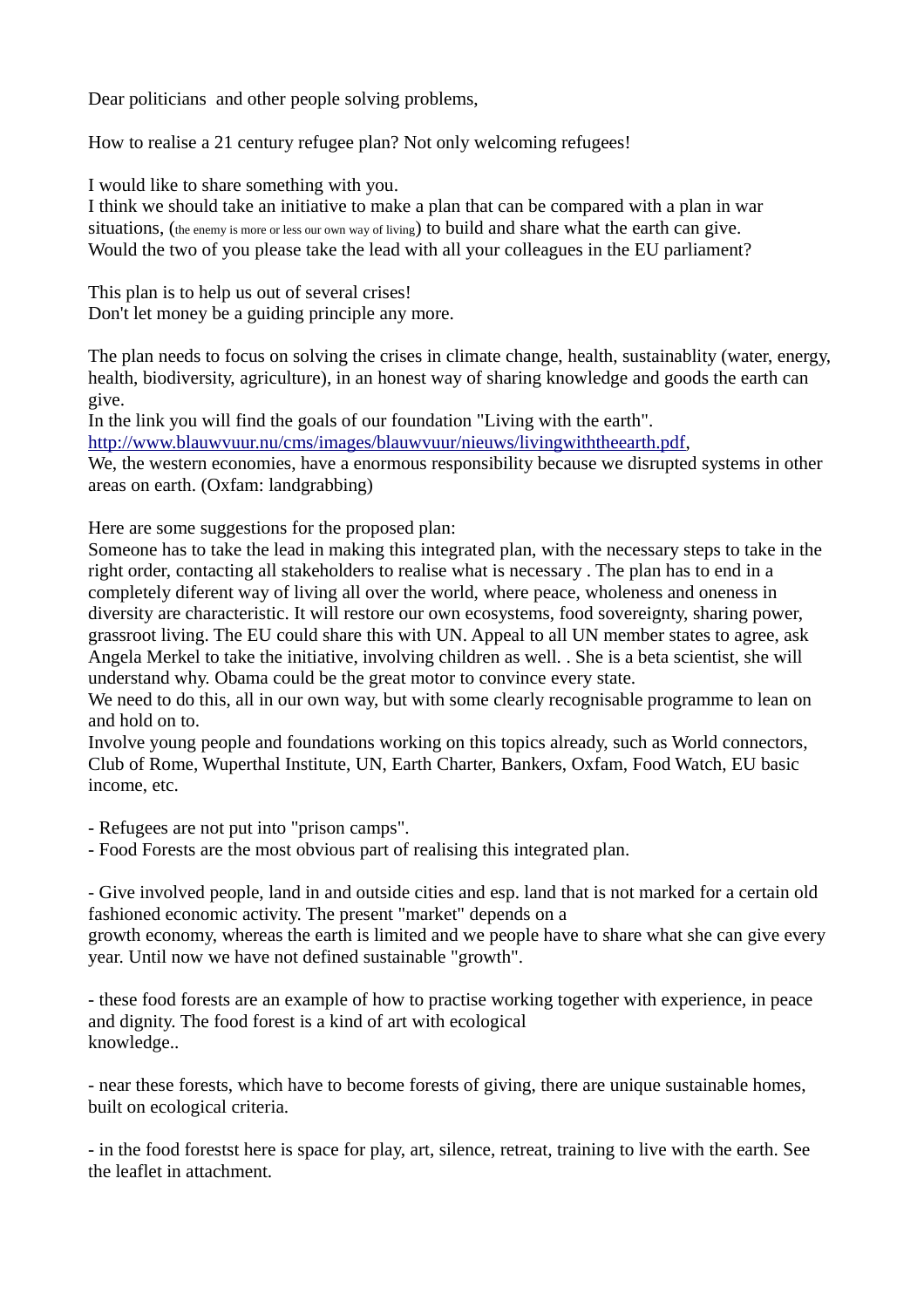Dear politicians  and other people solving problems,

How to realise a 21 century refugee plan? Not only welcoming refugees!

I would like to share something with you.
I think we should take an initiative to make a plan that can be compared with a plan in war situations, (the enemy is more or less our own way of living) to build and share what the earth can give.
Would the two of you please take the lead with all your colleagues in the EU parliament?

This plan is to help us out of several crises!
Don't let money be a guiding principle any more.

The plan needs to focus on solving the crises in climate change, health, sustainablity (water, energy, health, biodiversity, agriculture), in an honest way of sharing knowledge and goods the earth can give.
In the link you will find the goals of our foundation "Living with the earth".
[http://www.blauwvuur.nu/cms/images/blauwvuur/nieuws/livingwiththeearth.pdf](http://www.blauwvuur.nu/cms/images/blauwvuur/nieuws/livingwiththeearth.pdf),
We, the western economies, have a enormous responsibility because we disrupted systems in other areas on earth. (Oxfam: landgrabbing)

Here are some suggestions for the proposed plan:
Someone has to take the lead in making this integrated plan, with the necessary steps to take in the right order, contacting all stakeholders to realise what is necessary . The plan has to end in a completely diferent way of living all over the world, where peace, wholeness and oneness in diversity are characteristic. It will restore our own ecosystems, food sovereignty, sharing power, grassroot living. The EU could share this with UN. Appeal to all UN member states to agree, ask Angela Merkel to take the initiative, involving children as well. . She is a beta scientist, she will understand why. Obama could be the great motor to convince every state.
We need to do this, all in our own way, but with some clearly recognisable programme to lean on and hold on to.
Involve young people and foundations working on this topics already, such as World connectors, Club of Rome, Wuperthal Institute, UN, Earth Charter, Bankers, Oxfam, Food Watch, EU basic income, etc.

- Refugees are not put into "prison camps".
- Food Forests are the most obvious part of realising this integrated plan.

- Give involved people, land in and outside cities and esp. land that is not marked for a certain old fashioned economic activity. The present "market" depends on a growth economy, whereas the earth is limited and we people have to share what she can give every year. Until now we have not defined sustainable "growth".

- these food forests are an example of how to practise working together with experience, in peace and dignity. The food forest is a kind of art with ecological knowledge..

- near these forests, which have to become forests of giving, there are unique sustainable homes, built on ecological criteria.

- in the food forestst­ here is space for play, art, silence, retreat, training to live with the earth. See the leaflet in attachment.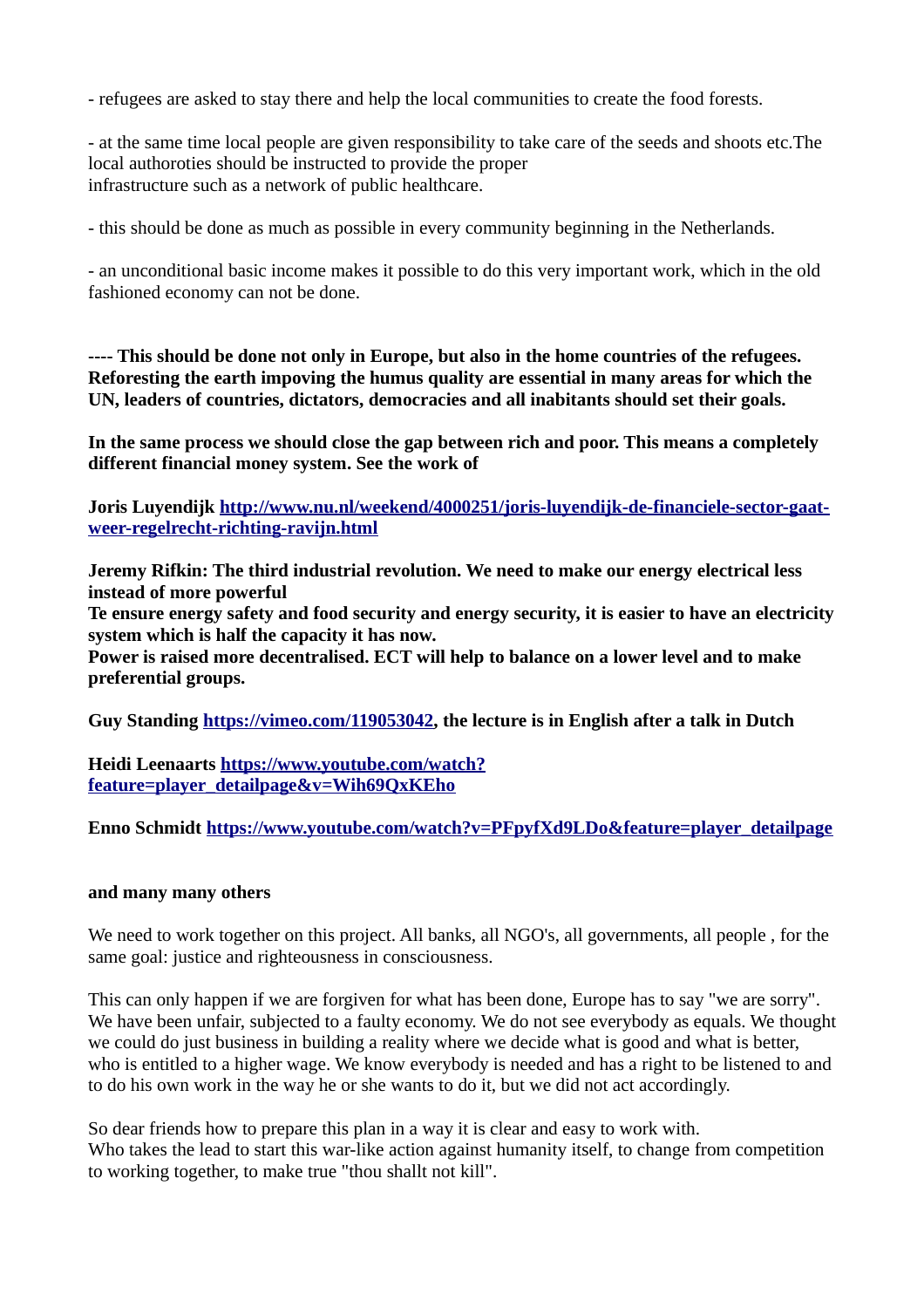- refugees are asked to stay there and help the local communities to create the food forests.

- at the same time local people are given responsibility to take care of the seeds and shoots etc.The local authoroties should be instructed to provide the proper infrastructure such as a network of public healthcare.

- this should be done as much as possible in every community beginning in the Netherlands.

- an unconditional basic income makes it possible to do this very important work, which in the old fashioned economy can not be done.

**---- This should be done not only in Europe, but also in the home countries of the refugees. Reforesting the earth impoving the humus quality are essential in many areas for which the UN, leaders of countries, dictators, democracies and all inabitants should set their goals.**

**In the same process we should close the gap between rich and poor. This means a completely different financial money system. See the work of**

**Joris Luyendijk [http://www.nu.nl/weekend/4000251/joris-luyendijk-de-financiele-sector-gaat-weer-regelrecht-richting-ravijn.html](http://www.nu.nl/weekend/4000251/joris-luyendijk-de-financiele-sector-gaat-weer-regelrecht-richting-ravijn.html)**

**Jeremy Rifkin: The third industrial revolution. We need to make our energy electrical less instead of more powerful**
**Te ensure energy safety and food security and energy security, it is easier to have an electricity system which is half the capacity it has now.**
**Power is raised more decentralised. ECT will help to balance on a lower level and to make preferential groups.**

**Guy Standing [https://vimeo.com/119053042](https://vimeo.com/119053042), the lecture is in English after a talk in Dutch**

**Heidi Leenaarts [https://www.youtube.com/watch?feature=player_detailpage&v=Wih69QxKEho](https://www.youtube.com/watch?feature=player_detailpage&v=Wih69QxKEho)**

**Enno Schmidt [https://www.youtube.com/watch?v=PFpyfXd9LDo&feature=player_detailpage](https://www.youtube.com/watch?v=PFpyfXd9LDo&feature=player_detailpage)**

**and many many others**

We need to work together on this project. All banks, all NGO's, all governments, all people , for the same goal: justice and righteousness in consciousness.

This can only happen if we are forgiven for what has been done, Europe has to say "we are sorry". We have been unfair, subjected to a faulty economy. We do not see everybody as equals. We thought we could do just business in building a reality where we decide what is good and what is better, who is entitled to a higher wage. We know everybody is needed and has a right to be listened to and to do his own work in the way he or she wants to do it, but we did not act accordingly.

So dear friends how to prepare this plan in a way it is clear and easy to work with.
Who takes the lead to start this war-like action against humanity itself, to change from competition to working together, to make true "thou shallt not kill".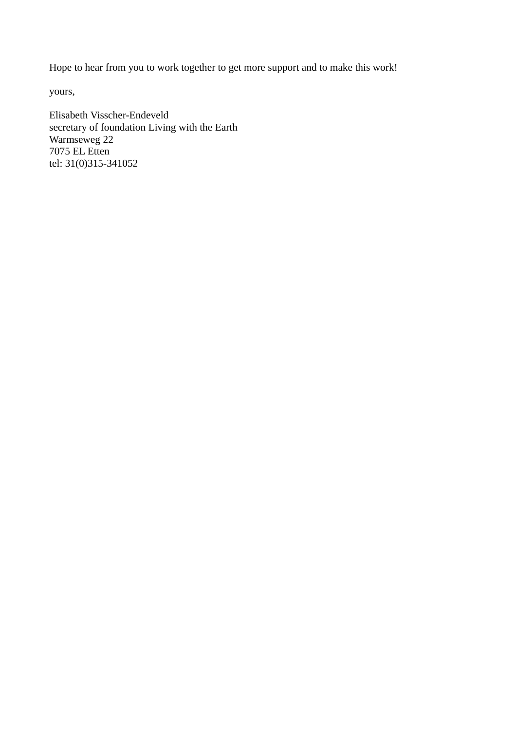Hope to hear from you to work together to get more support and to make this work!

yours,

Elisabeth Visscher-Endeveld  
secretary of foundation Living with the Earth  
Warmseweg 22  
7075 EL Etten  
tel: 31(0)315-341052